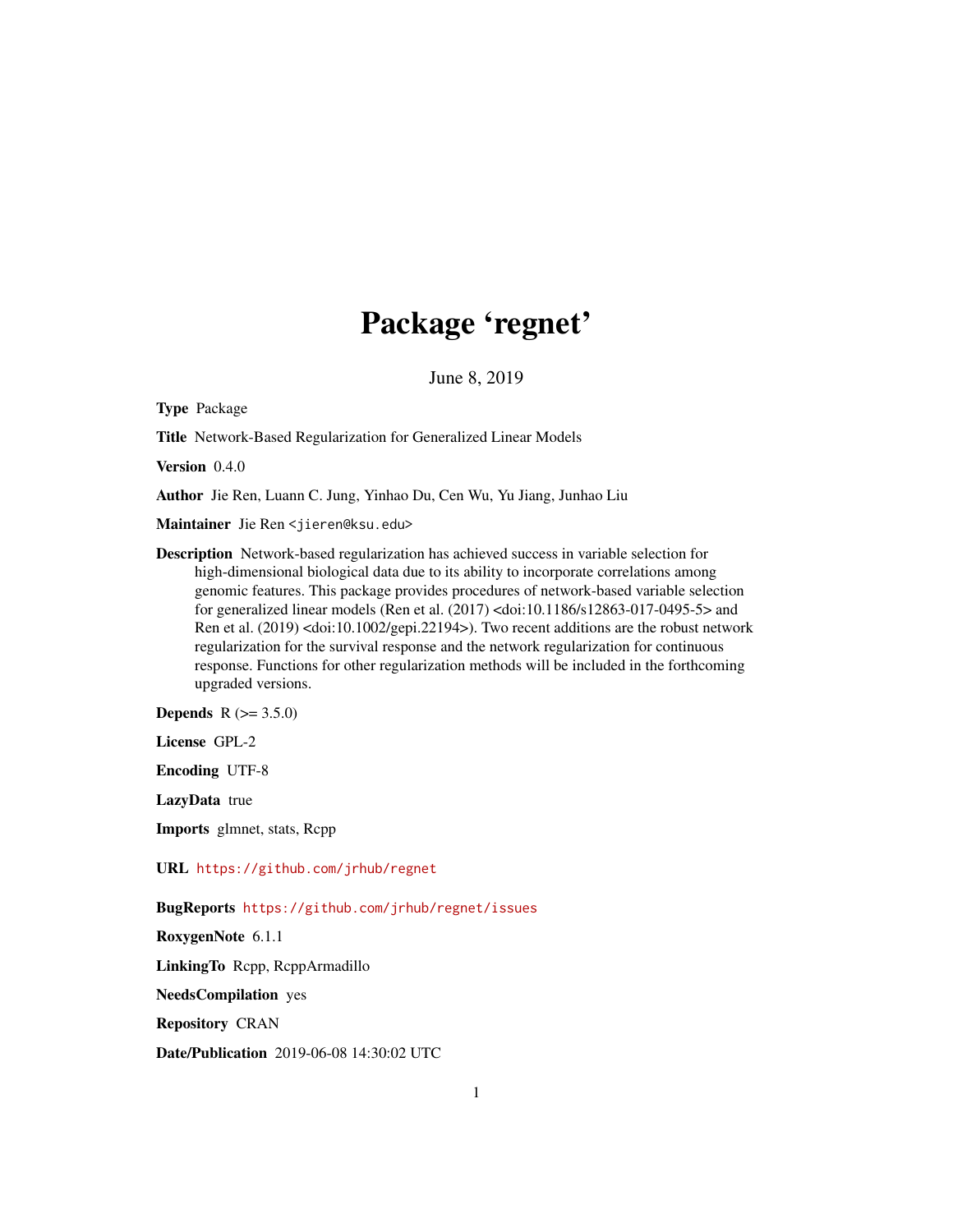# Package 'regnet'

June 8, 2019

**Type** Package

**Title** Network-Based Regularization for Generalized Linear Models

**Version** 0.4.0

**Author** Jie Ren, Luann C. Jung, Yinhao Du, Cen Wu, Yu Jiang, Junhao Liu

**Maintainer** Jie Ren <jieren@ksu.edu>

**Description** Network-based regularization has achieved success in variable selection for high-dimensional biological data due to its ability to incorporate correlations among genomic features. This package provides procedures of network-based variable selection for generalized linear models (Ren et al. (2017) <doi:10.1186/s12863-017-0495-5> and Ren et al. (2019) <doi:10.1002/gepi.22194>). Two recent additions are the robust network regularization for the survival response and the network regularization for continuous response. Functions for other regularization methods will be included in the forthcoming upgraded versions.

**Depends** R (>= 3.5.0)

**License** GPL-2

**Encoding** UTF-8

**LazyData** true

**Imports** glmnet, stats, Rcpp

**URL** https://github.com/jrhub/regnet

**BugReports** https://github.com/jrhub/regnet/issues

**RoxygenNote** 6.1.1

**LinkingTo** Rcpp, RcppArmadillo

**NeedsCompilation** yes

**Repository** CRAN

**Date/Publication** 2019-06-08 14:30:02 UTC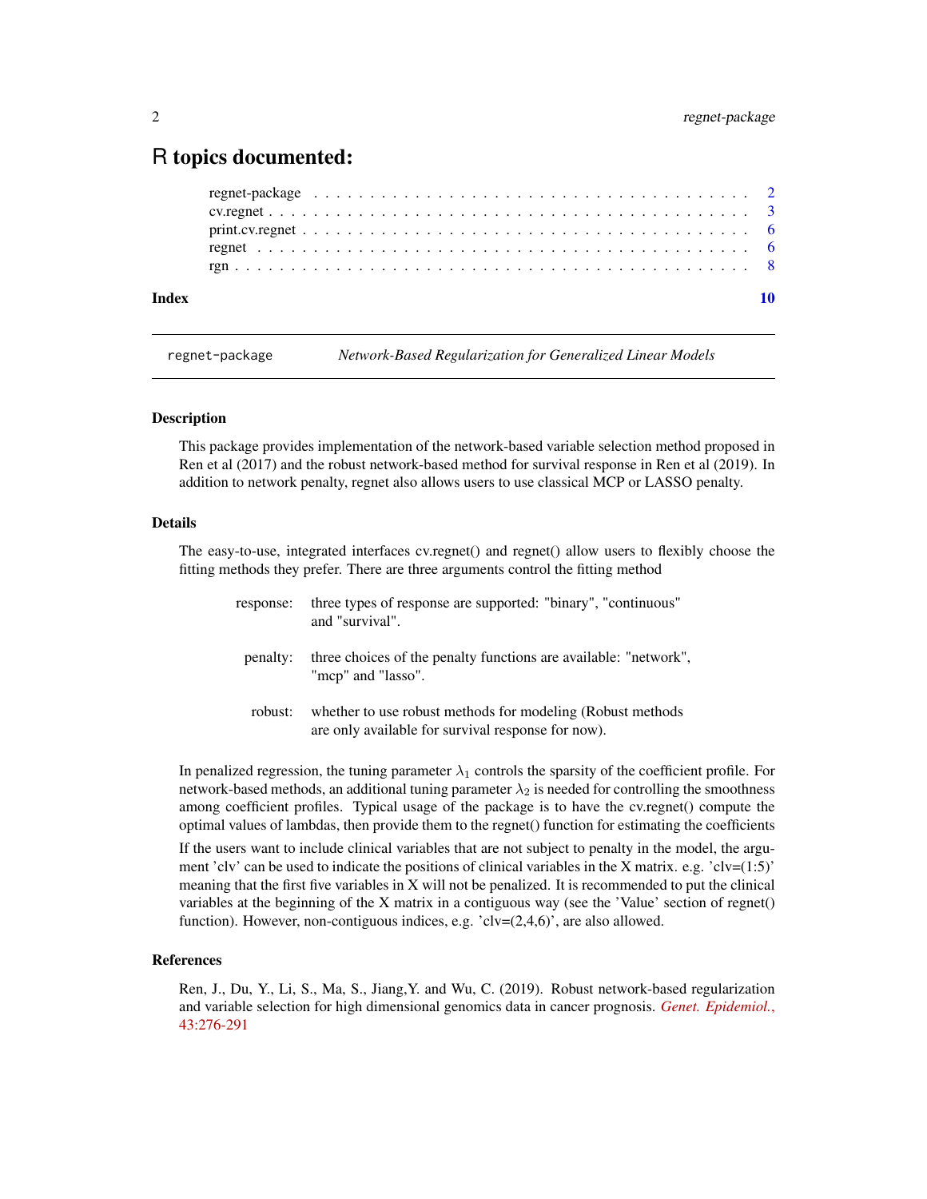# R topics documented:

| | |
|---|---|
| regnet-package | 2 |
| cv.regnet | 3 |
| print.cv.regnet | 6 |
| regnet | 6 |
| rgn | 8 |
| **Index** | **10** |

---

`regnet-package` *Network-Based Regularization for Generalized Linear Models*

---

## Description

This package provides implementation of the network-based variable selection method proposed in Ren et al (2017) and the robust network-based method for survival response in Ren et al (2019). In addition to network penalty, regnet also allows users to use classical MCP or LASSO penalty.

## Details

The easy-to-use, integrated interfaces cv.regnet() and regnet() allow users to flexibly choose the fitting methods they prefer. There are three arguments control the fitting method

| | |
|---|---|
| response: | three types of response are supported: "binary", "continuous" and "survival". |
| penalty: | three choices of the penalty functions are available: "network", "mcp" and "lasso". |
| robust: | whether to use robust methods for modeling (Robust methods are only available for survival response for now). |

In penalized regression, the tuning parameter $\lambda_1$ controls the sparsity of the coefficient profile. For network-based methods, an additional tuning parameter $\lambda_2$ is needed for controlling the smoothness among coefficient profiles. Typical usage of the package is to have the cv.regnet() compute the optimal values of lambdas, then provide them to the regnet() function for estimating the coefficients

If the users want to include clinical variables that are not subject to penalty in the model, the argument 'clv' can be used to indicate the positions of clinical variables in the X matrix. e.g. 'clv=(1:5)' meaning that the first five variables in X will not be penalized. It is recommended to put the clinical variables at the beginning of the X matrix in a contiguous way (see the 'Value' section of regnet() function). However, non-contiguous indices, e.g. 'clv=(2,4,6)', are also allowed.

## References

Ren, J., Du, Y., Li, S., Ma, S., Jiang,Y. and Wu, C. (2019). Robust network-based regularization and variable selection for high dimensional genomics data in cancer prognosis. *Genet. Epidemiol., 43:276-291*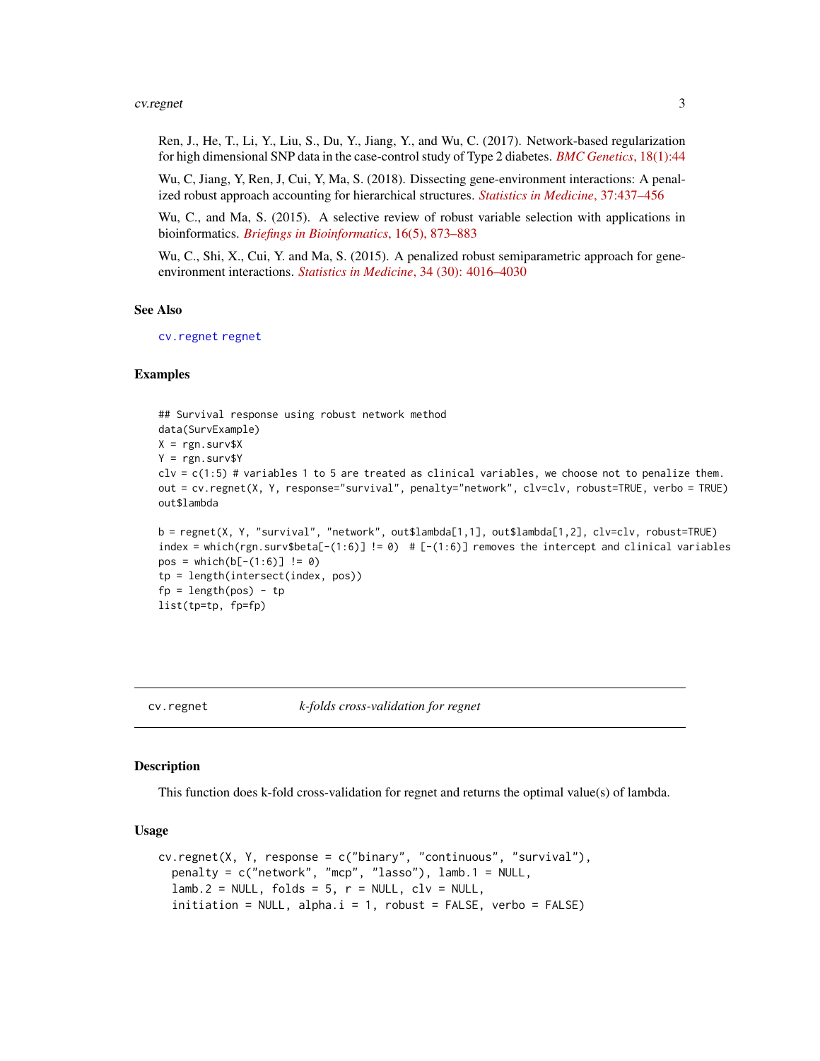Ren, J., He, T., Li, Y., Liu, S., Du, Y., Jiang, Y., and Wu, C. (2017). Network-based regularization for high dimensional SNP data in the case-control study of Type 2 diabetes. *BMC Genetics*, 18(1):44

Wu, C, Jiang, Y, Ren, J, Cui, Y, Ma, S. (2018). Dissecting gene-environment interactions: A penalized robust approach accounting for hierarchical structures. *Statistics in Medicine*, 37:437–456

Wu, C., and Ma, S. (2015). A selective review of robust variable selection with applications in bioinformatics. *Briefings in Bioinformatics*, 16(5), 873–883

Wu, C., Shi, X., Cui, Y. and Ma, S. (2015). A penalized robust semiparametric approach for gene-environment interactions. *Statistics in Medicine*, 34 (30): 4016–4030

### See Also

`cv.regnet` `regnet`

### Examples

```
## Survival response using robust network method
data(SurvExample)
X = rgn.surv$X
Y = rgn.surv$Y
clv = c(1:5) # variables 1 to 5 are treated as clinical variables, we choose not to penalize them.
out = cv.regnet(X, Y, response="survival", penalty="network", clv=clv, robust=TRUE, verbo = TRUE)
out$lambda

b = regnet(X, Y, "survival", "network", out$lambda[1,1], out$lambda[1,2], clv=clv, robust=TRUE)
index = which(rgn.surv$beta[-(1:6)] != 0)  # [-(1:6)] removes the intercept and clinical variables
pos = which(b[-(1:6)] != 0)
tp = length(intersect(index, pos))
fp = length(pos) - tp
list(tp=tp, fp=fp)
```

## cv.regnet — *k-folds cross-validation for regnet*

### Description

This function does k-fold cross-validation for regnet and returns the optimal value(s) of lambda.

### Usage

```
cv.regnet(X, Y, response = c("binary", "continuous", "survival"),
  penalty = c("network", "mcp", "lasso"), lamb.1 = NULL,
  lamb.2 = NULL, folds = 5, r = NULL, clv = NULL,
  initiation = NULL, alpha.i = 1, robust = FALSE, verbo = FALSE)
```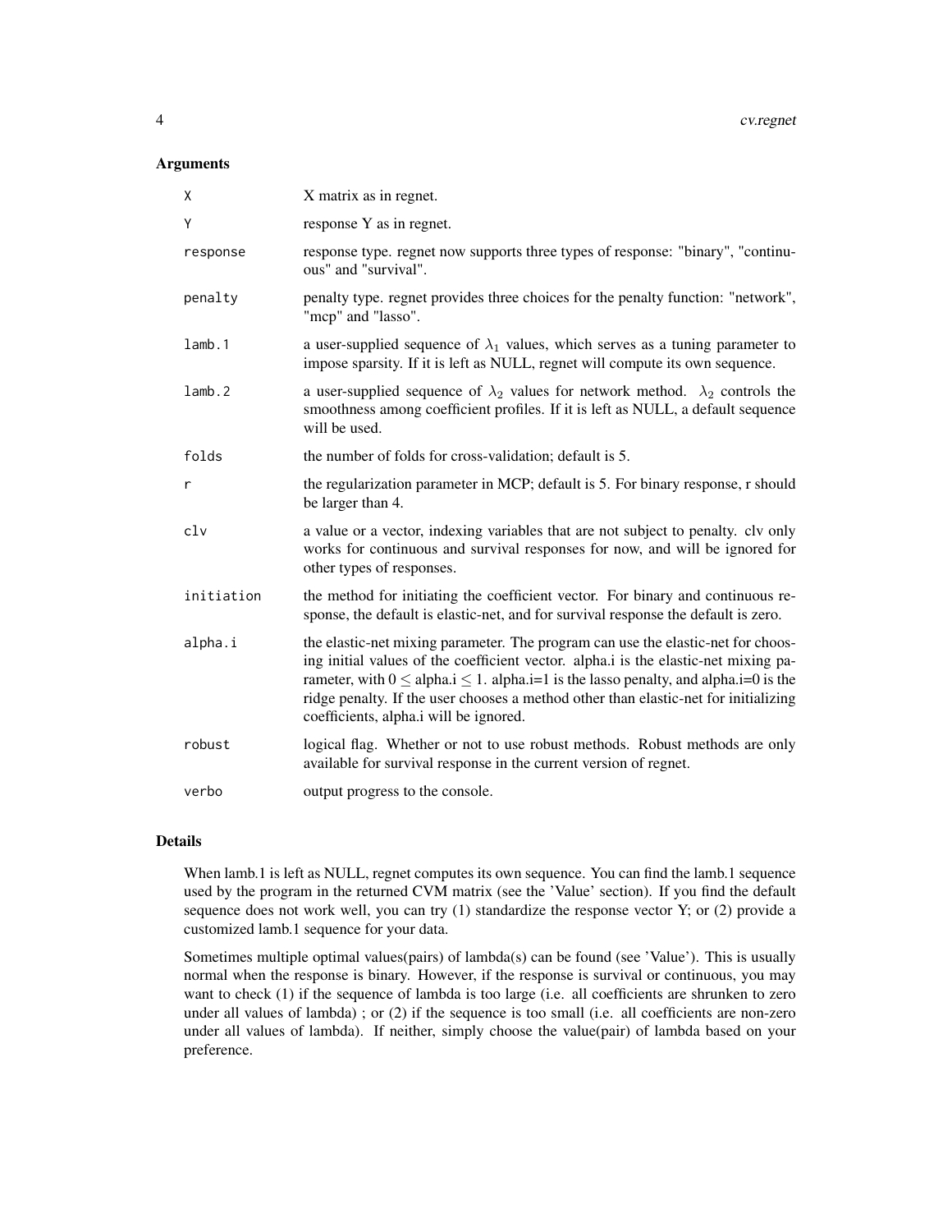## Arguments

| Argument | Description |
| --- | --- |
| X | X matrix as in regnet. |
| Y | response Y as in regnet. |
| response | response type. regnet now supports three types of response: "binary", "continuous" and "survival". |
| penalty | penalty type. regnet provides three choices for the penalty function: "network", "mcp" and "lasso". |
| lamb.1 | a user-supplied sequence of $\lambda_1$ values, which serves as a tuning parameter to impose sparsity. If it is left as NULL, regnet will compute its own sequence. |
| lamb.2 | a user-supplied sequence of $\lambda_2$ values for network method. $\lambda_2$ controls the smoothness among coefficient profiles. If it is left as NULL, a default sequence will be used. |
| folds | the number of folds for cross-validation; default is 5. |
| r | the regularization parameter in MCP; default is 5. For binary response, r should be larger than 4. |
| clv | a value or a vector, indexing variables that are not subject to penalty. clv only works for continuous and survival responses for now, and will be ignored for other types of responses. |
| initiation | the method for initiating the coefficient vector. For binary and continuous response, the default is elastic-net, and for survival response the default is zero. |
| alpha.i | the elastic-net mixing parameter. The program can use the elastic-net for choosing initial values of the coefficient vector. alpha.i is the elastic-net mixing parameter, with $0 \leq$ alpha.i $\leq 1$. alpha.i=1 is the lasso penalty, and alpha.i=0 is the ridge penalty. If the user chooses a method other than elastic-net for initializing coefficients, alpha.i will be ignored. |
| robust | logical flag. Whether or not to use robust methods. Robust methods are only available for survival response in the current version of regnet. |
| verbo | output progress to the console. |

## Details

When lamb.1 is left as NULL, regnet computes its own sequence. You can find the lamb.1 sequence used by the program in the returned CVM matrix (see the 'Value' section). If you find the default sequence does not work well, you can try (1) standardize the response vector Y; or (2) provide a customized lamb.1 sequence for your data.

Sometimes multiple optimal values(pairs) of lambda(s) can be found (see 'Value'). This is usually normal when the response is binary. However, if the response is survival or continuous, you may want to check (1) if the sequence of lambda is too large (i.e. all coefficients are shrunken to zero under all values of lambda) ; or (2) if the sequence is too small (i.e. all coefficients are non-zero under all values of lambda). If neither, simply choose the value(pair) of lambda based on your preference.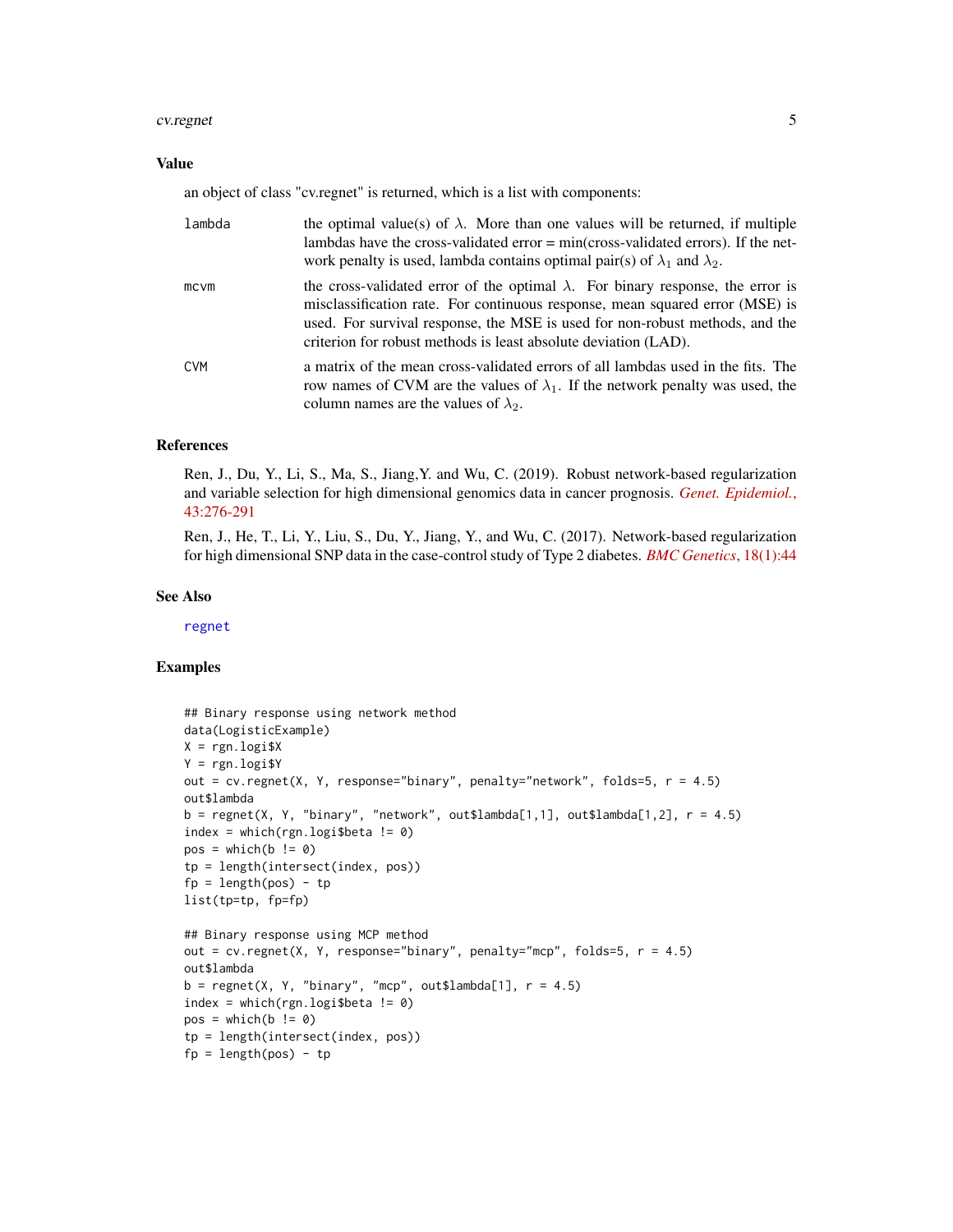### Value

an object of class "cv.regnet" is returned, which is a list with components:

| | |
|---|---|
| lambda | the optimal value(s) of $\lambda$. More than one values will be returned, if multiple lambdas have the cross-validated error = min(cross-validated errors). If the network penalty is used, lambda contains optimal pair(s) of $\lambda_1$ and $\lambda_2$. |
| mcvm | the cross-validated error of the optimal $\lambda$. For binary response, the error is misclassification rate. For continuous response, mean squared error (MSE) is used. For survival response, the MSE is used for non-robust methods, and the criterion for robust methods is least absolute deviation (LAD). |
| CVM | a matrix of the mean cross-validated errors of all lambdas used in the fits. The row names of CVM are the values of $\lambda_1$. If the network penalty was used, the column names are the values of $\lambda_2$. |

### References

Ren, J., Du, Y., Li, S., Ma, S., Jiang,Y. and Wu, C. (2019). Robust network-based regularization and variable selection for high dimensional genomics data in cancer prognosis. *Genet. Epidemiol.*, 43:276-291

Ren, J., He, T., Li, Y., Liu, S., Du, Y., Jiang, Y., and Wu, C. (2017). Network-based regularization for high dimensional SNP data in the case-control study of Type 2 diabetes. *BMC Genetics*, 18(1):44

### See Also

regnet

### Examples

```
## Binary response using network method
data(LogisticExample)
X = rgn.logi$X
Y = rgn.logi$Y
out = cv.regnet(X, Y, response="binary", penalty="network", folds=5, r = 4.5)
out$lambda
b = regnet(X, Y, "binary", "network", out$lambda[1,1], out$lambda[1,2], r = 4.5)
index = which(rgn.logi$beta != 0)
pos = which(b != 0)
tp = length(intersect(index, pos))
fp = length(pos) - tp
list(tp=tp, fp=fp)

## Binary response using MCP method
out = cv.regnet(X, Y, response="binary", penalty="mcp", folds=5, r = 4.5)
out$lambda
b = regnet(X, Y, "binary", "mcp", out$lambda[1], r = 4.5)
index = which(rgn.logi$beta != 0)
pos = which(b != 0)
tp = length(intersect(index, pos))
fp = length(pos) - tp
```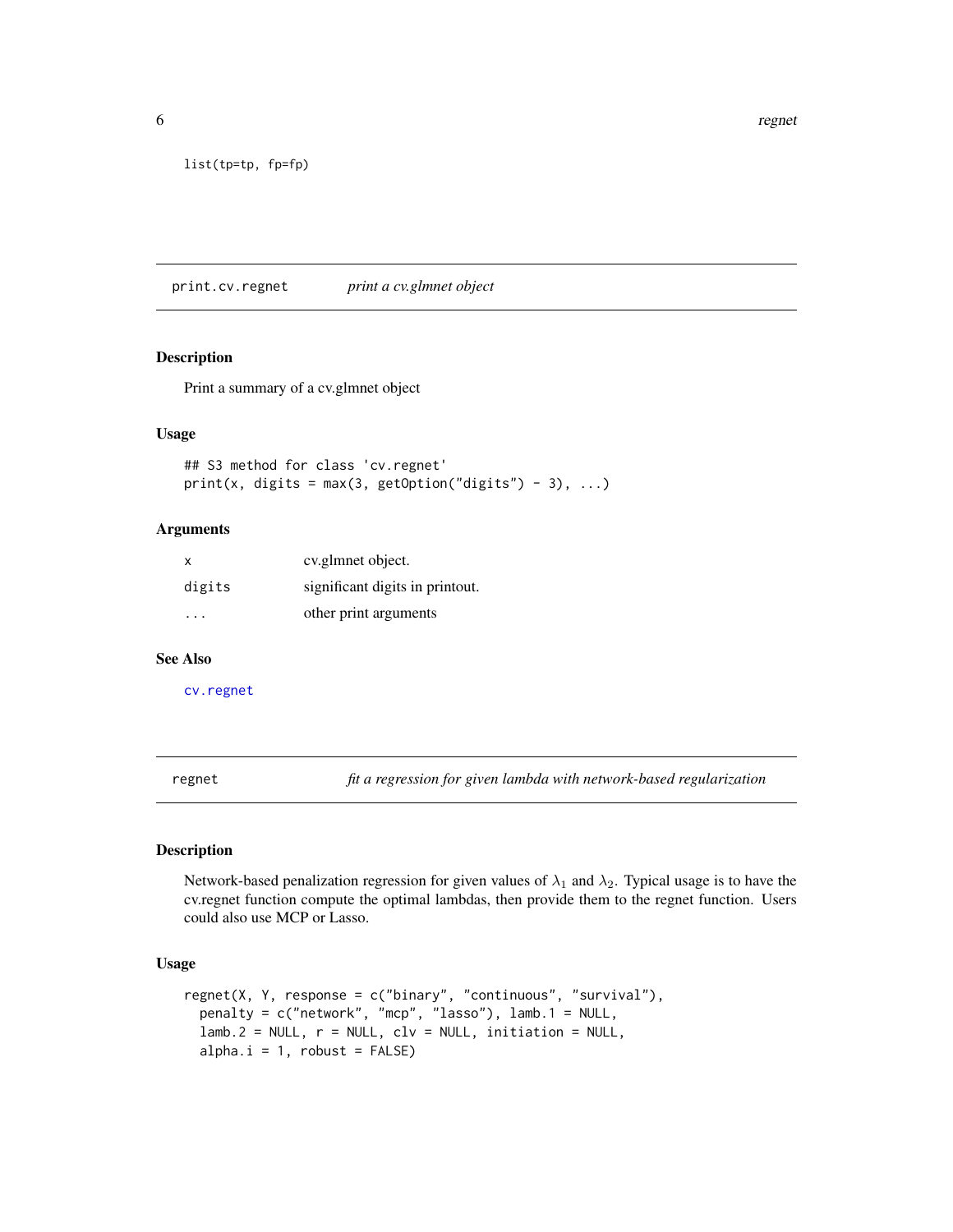```
list(tp=tp, fp=fp)
```

## print.cv.regnet *print a cv.glmnet object*

### Description

Print a summary of a cv.glmnet object

### Usage

```
## S3 method for class 'cv.regnet'
print(x, digits = max(3, getOption("digits") - 3), ...)
```

### Arguments

| | |
|---|---|
| x | cv.glmnet object. |
| digits | significant digits in printout. |
| ... | other print arguments |

### See Also

cv.regnet

## regnet *fit a regression for given lambda with network-based regularization*

### Description

Network-based penalization regression for given values of $\lambda_1$ and $\lambda_2$. Typical usage is to have the cv.regnet function compute the optimal lambdas, then provide them to the regnet function. Users could also use MCP or Lasso.

### Usage

```
regnet(X, Y, response = c("binary", "continuous", "survival"),
  penalty = c("network", "mcp", "lasso"), lamb.1 = NULL,
  lamb.2 = NULL, r = NULL, clv = NULL, initiation = NULL,
  alpha.i = 1, robust = FALSE)
```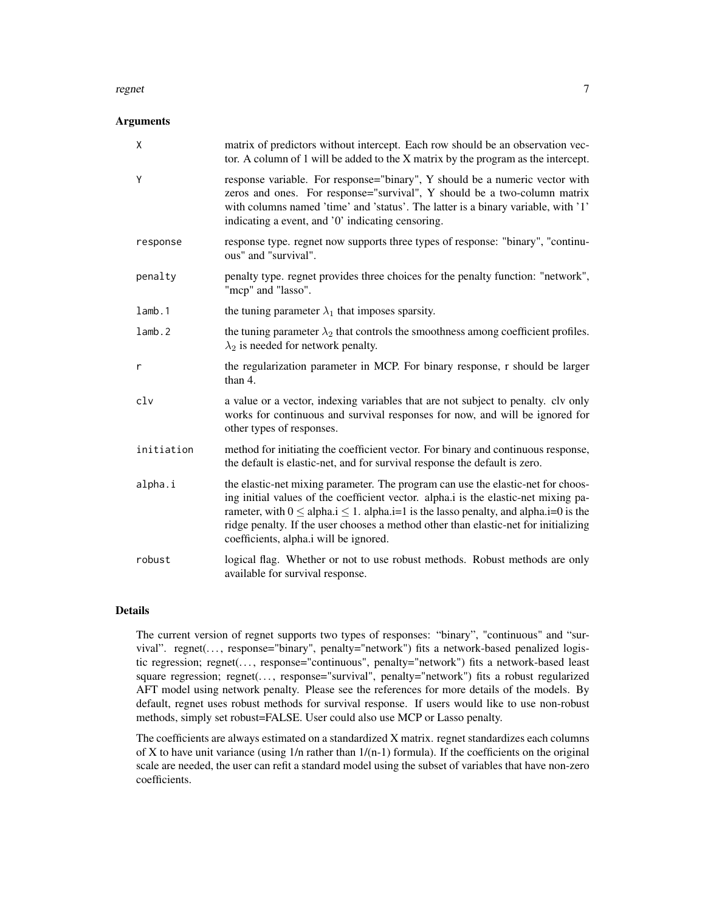### Arguments

| | |
|---|---|
| `X` | matrix of predictors without intercept. Each row should be an observation vector. A column of 1 will be added to the X matrix by the program as the intercept. |
| `Y` | response variable. For response="binary", Y should be a numeric vector with zeros and ones. For response="survival", Y should be a two-column matrix with columns named 'time' and 'status'. The latter is a binary variable, with '1' indicating a event, and '0' indicating censoring. |
| `response` | response type. regnet now supports three types of response: "binary", "continuous" and "survival". |
| `penalty` | penalty type. regnet provides three choices for the penalty function: "network", "mcp" and "lasso". |
| `lamb.1` | the tuning parameter $\lambda_1$ that imposes sparsity. |
| `lamb.2` | the tuning parameter $\lambda_2$ that controls the smoothness among coefficient profiles. $\lambda_2$ is needed for network penalty. |
| `r` | the regularization parameter in MCP. For binary response, r should be larger than 4. |
| `clv` | a value or a vector, indexing variables that are not subject to penalty. clv only works for continuous and survival responses for now, and will be ignored for other types of responses. |
| `initiation` | method for initiating the coefficient vector. For binary and continuous response, the default is elastic-net, and for survival response the default is zero. |
| `alpha.i` | the elastic-net mixing parameter. The program can use the elastic-net for choosing initial values of the coefficient vector. alpha.i is the elastic-net mixing parameter, with $0 \leq$ alpha.i $\leq 1$. alpha.i=1 is the lasso penalty, and alpha.i=0 is the ridge penalty. If the user chooses a method other than elastic-net for initializing coefficients, alpha.i will be ignored. |
| `robust` | logical flag. Whether or not to use robust methods. Robust methods are only available for survival response. |

### Details

The current version of regnet supports two types of responses: "binary", "continuous" and "survival". regnet(..., response="binary", penalty="network") fits a network-based penalized logistic regression; regnet(..., response="continuous", penalty="network") fits a network-based least square regression; regnet(..., response="survival", penalty="network") fits a robust regularized AFT model using network penalty. Please see the references for more details of the models. By default, regnet uses robust methods for survival response. If users would like to use non-robust methods, simply set robust=FALSE. User could also use MCP or Lasso penalty.

The coefficients are always estimated on a standardized X matrix. regnet standardizes each columns of X to have unit variance (using 1/n rather than 1/(n-1) formula). If the coefficients on the original scale are needed, the user can refit a standard model using the subset of variables that have non-zero coefficients.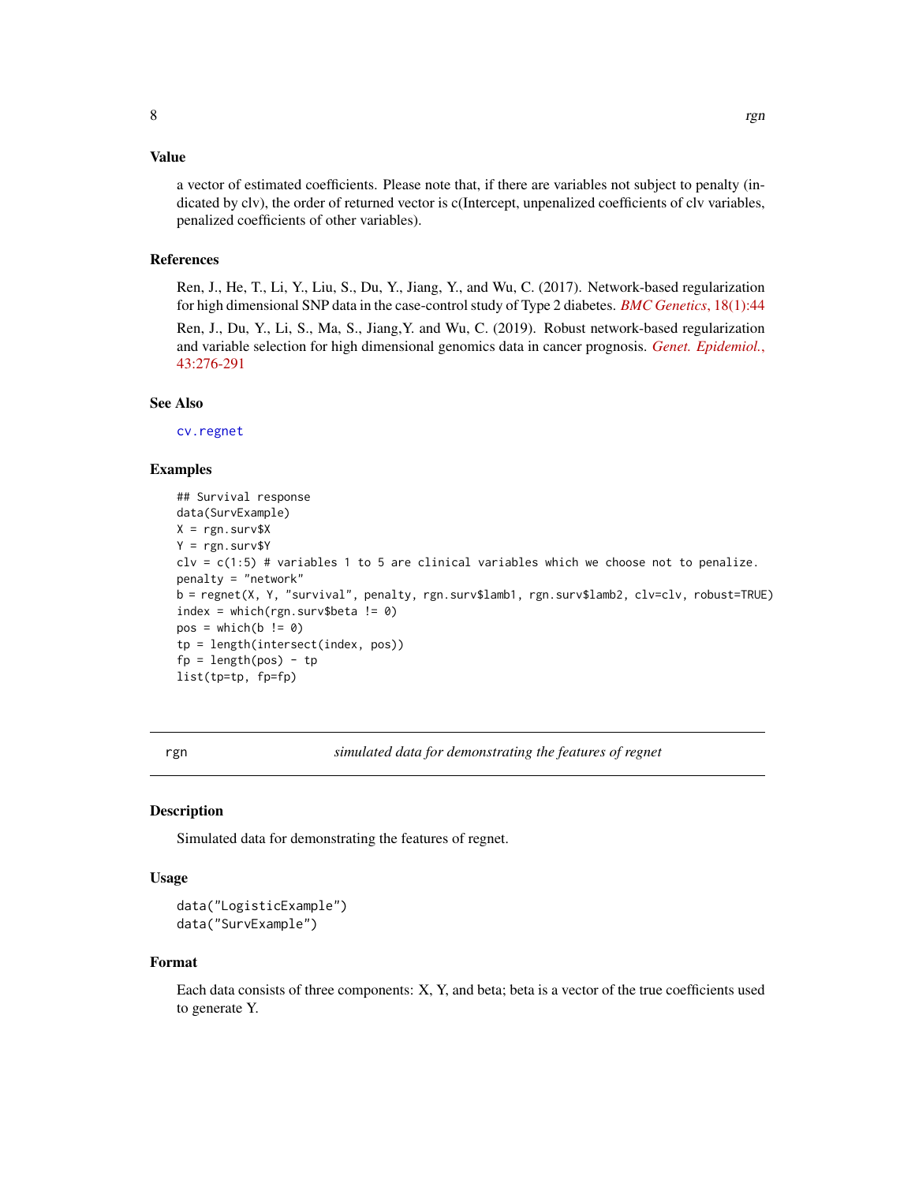### Value

a vector of estimated coefficients. Please note that, if there are variables not subject to penalty (indicated by clv), the order of returned vector is c(Intercept, unpenalized coefficients of clv variables, penalized coefficients of other variables).

### References

Ren, J., He, T., Li, Y., Liu, S., Du, Y., Jiang, Y., and Wu, C. (2017). Network-based regularization for high dimensional SNP data in the case-control study of Type 2 diabetes. *BMC Genetics*, 18(1):44

Ren, J., Du, Y., Li, S., Ma, S., Jiang,Y. and Wu, C. (2019). Robust network-based regularization and variable selection for high dimensional genomics data in cancer prognosis. *Genet. Epidemiol.*, 43:276-291

### See Also

cv.regnet

### Examples

```
## Survival response
data(SurvExample)
X = rgn.surv$X
Y = rgn.surv$Y
clv = c(1:5) # variables 1 to 5 are clinical variables which we choose not to penalize.
penalty = "network"
b = regnet(X, Y, "survival", penalty, rgn.surv$lamb1, rgn.surv$lamb2, clv=clv, robust=TRUE)
index = which(rgn.surv$beta != 0)
pos = which(b != 0)
tp = length(intersect(index, pos))
fp = length(pos) - tp
list(tp=tp, fp=fp)
```

---

## rgn — *simulated data for demonstrating the features of regnet*

### Description

Simulated data for demonstrating the features of regnet.

### Usage

```
data("LogisticExample")
data("SurvExample")
```

### Format

Each data consists of three components: X, Y, and beta; beta is a vector of the true coefficients used to generate Y.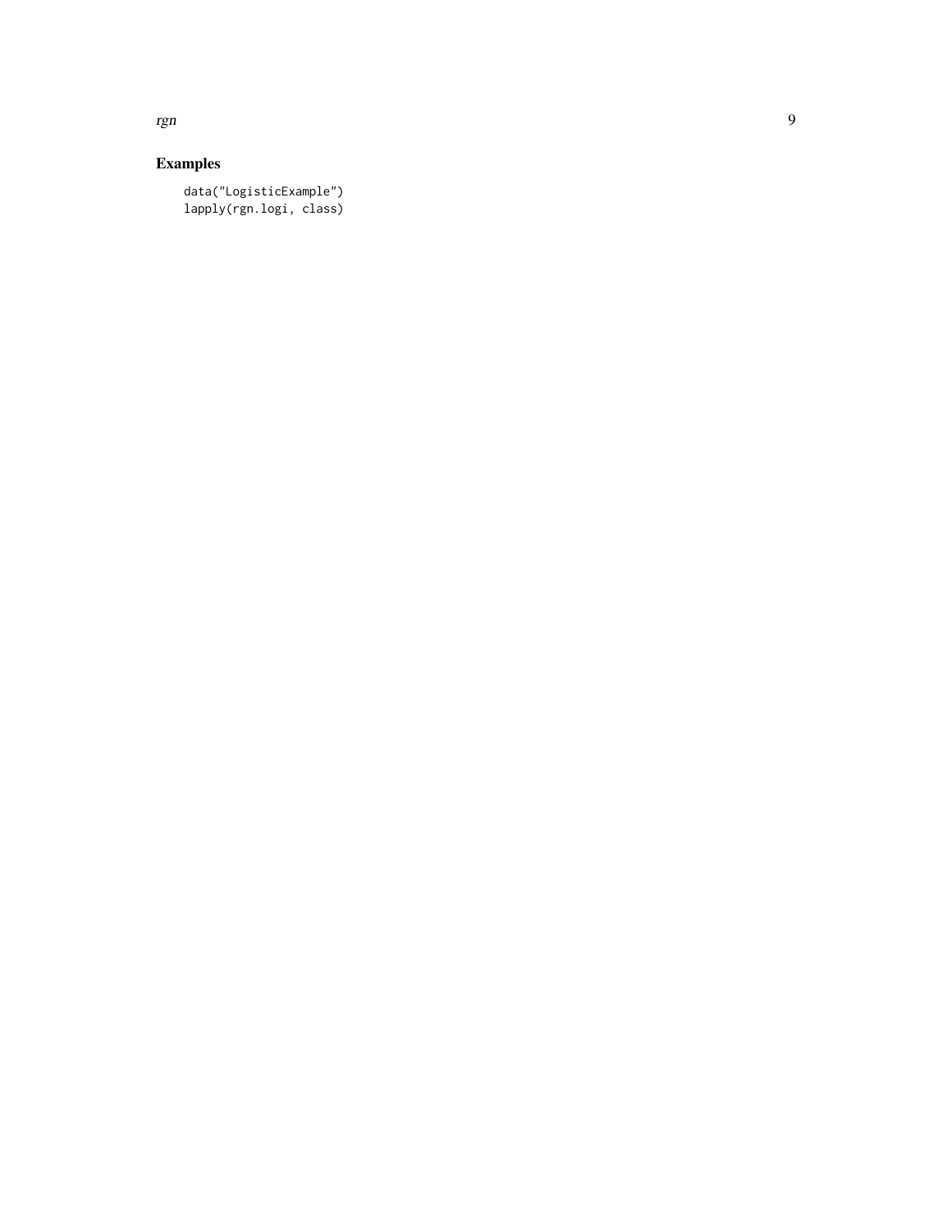## Examples

```
data("LogisticExample")
lapply(rgn.logi, class)
```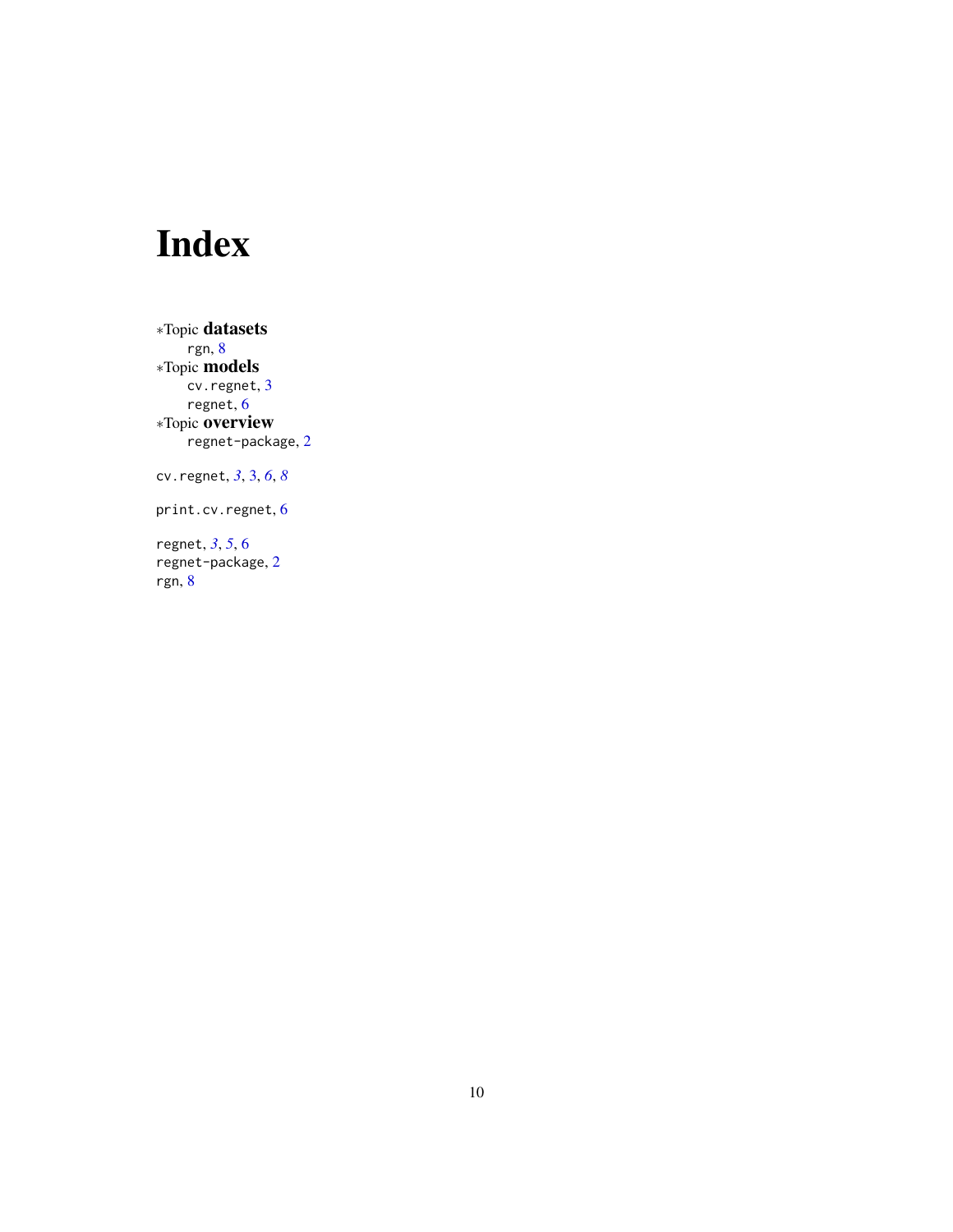# Index

*Topic **datasets**
    rgn, 8
*Topic **models**
    cv.regnet, 3
    regnet, 6
*Topic **overview**
    regnet-package, 2

cv.regnet, *3*, 3, *6*, *8*

print.cv.regnet, 6

regnet, *3*, *5*, 6
regnet-package, 2
rgn, 8